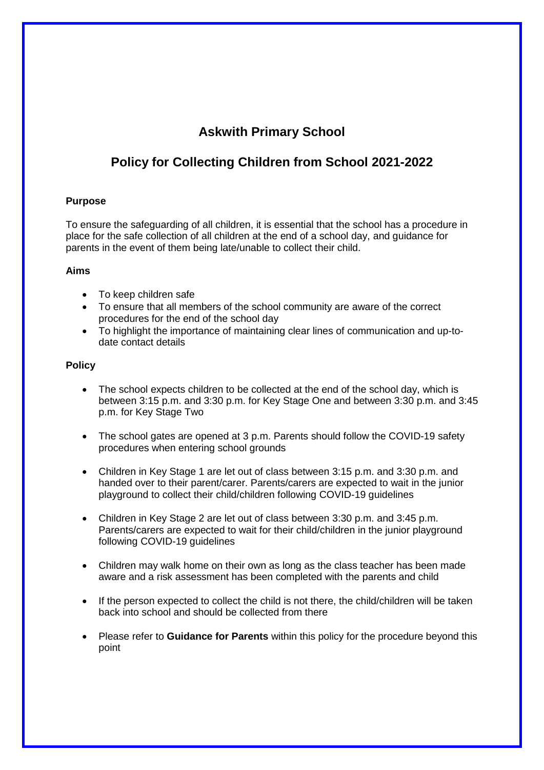# Askwith Primary School

## Policy for Collecting Children from School 2021-2022

**Purpose**

To ensure the safeguarding of all children, it is essential that the school has a procedure in place for the safe collection of all children at the end of a school day, and guidance for parents in the event of them being late/unable to collect their child.

**Aims**

- To keep children safe
- To ensure that all members of the school community are aware of the correct procedures for the end of the school day
- To highlight the importance of maintaining clear lines of communication and up-to-date contact details

**Policy**

- The school expects children to be collected at the end of the school day, which is between 3:15 p.m. and 3:30 p.m. for Key Stage One and between 3:30 p.m. and 3:45 p.m. for Key Stage Two

- The school gates are opened at 3 p.m. Parents should follow the COVID-19 safety procedures when entering school grounds

- Children in Key Stage 1 are let out of class between 3:15 p.m. and 3:30 p.m. and handed over to their parent/carer. Parents/carers are expected to wait in the junior playground to collect their child/children following COVID-19 guidelines

- Children in Key Stage 2 are let out of class between 3:30 p.m. and 3:45 p.m. Parents/carers are expected to wait for their child/children in the junior playground following COVID-19 guidelines

- Children may walk home on their own as long as the class teacher has been made aware and a risk assessment has been completed with the parents and child

- If the person expected to collect the child is not there, the child/children will be taken back into school and should be collected from there

- Please refer to **Guidance for Parents** within this policy for the procedure beyond this point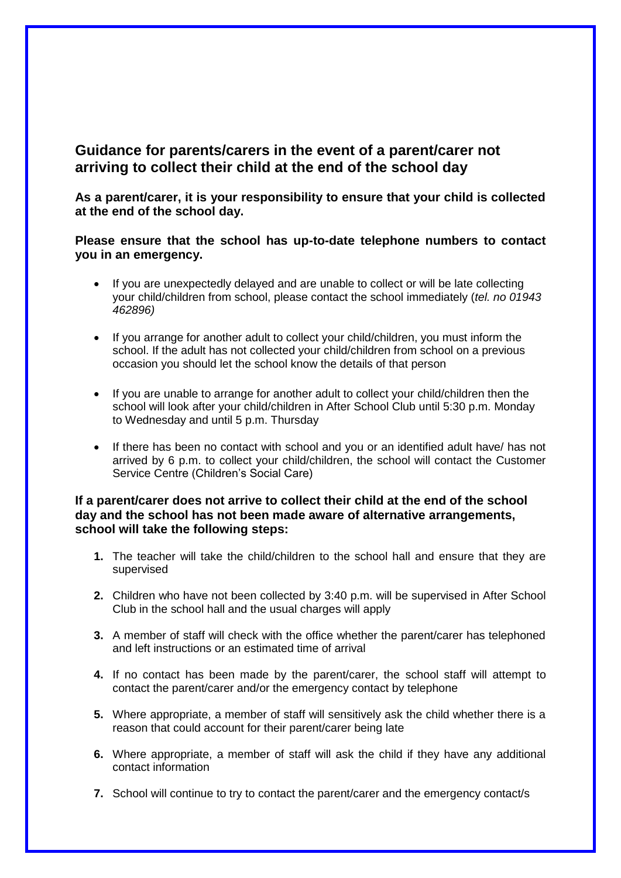## Guidance for parents/carers in the event of a parent/carer not arriving to collect their child at the end of the school day

**As a parent/carer, it is your responsibility to ensure that your child is collected at the end of the school day.**

**Please ensure that the school has up-to-date telephone numbers to contact you in an emergency.**

- If you are unexpectedly delayed and are unable to collect or will be late collecting your child/children from school, please contact the school immediately (*tel. no 01943 462896)*
- If you arrange for another adult to collect your child/children, you must inform the school. If the adult has not collected your child/children from school on a previous occasion you should let the school know the details of that person
- If you are unable to arrange for another adult to collect your child/children then the school will look after your child/children in After School Club until 5:30 p.m. Monday to Wednesday and until 5 p.m. Thursday
- If there has been no contact with school and you or an identified adult have/ has not arrived by 6 p.m. to collect your child/children, the school will contact the Customer Service Centre (Children's Social Care)

**If a parent/carer does not arrive to collect their child at the end of the school day and the school has not been made aware of alternative arrangements, school will take the following steps:**

1. The teacher will take the child/children to the school hall and ensure that they are supervised
2. Children who have not been collected by 3:40 p.m. will be supervised in After School Club in the school hall and the usual charges will apply
3. A member of staff will check with the office whether the parent/carer has telephoned and left instructions or an estimated time of arrival
4. If no contact has been made by the parent/carer, the school staff will attempt to contact the parent/carer and/or the emergency contact by telephone
5. Where appropriate, a member of staff will sensitively ask the child whether there is a reason that could account for their parent/carer being late
6. Where appropriate, a member of staff will ask the child if they have any additional contact information
7. School will continue to try to contact the parent/carer and the emergency contact/s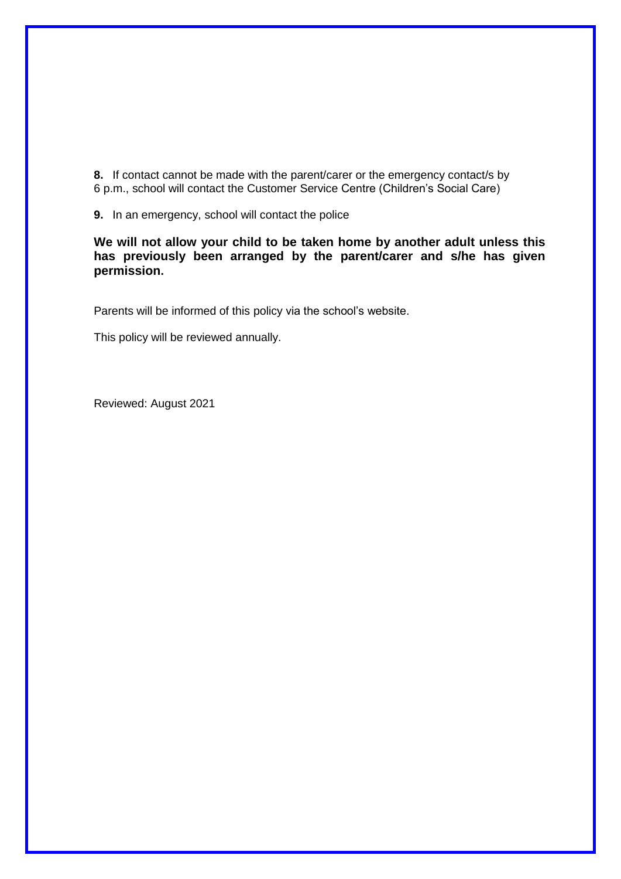**8.** If contact cannot be made with the parent/carer or the emergency contact/s by 6 p.m., school will contact the Customer Service Centre (Children's Social Care)

**9.** In an emergency, school will contact the police

**We will not allow your child to be taken home by another adult unless this has previously been arranged by the parent/carer and s/he has given permission.**

Parents will be informed of this policy via the school's website.

This policy will be reviewed annually.

Reviewed: August 2021